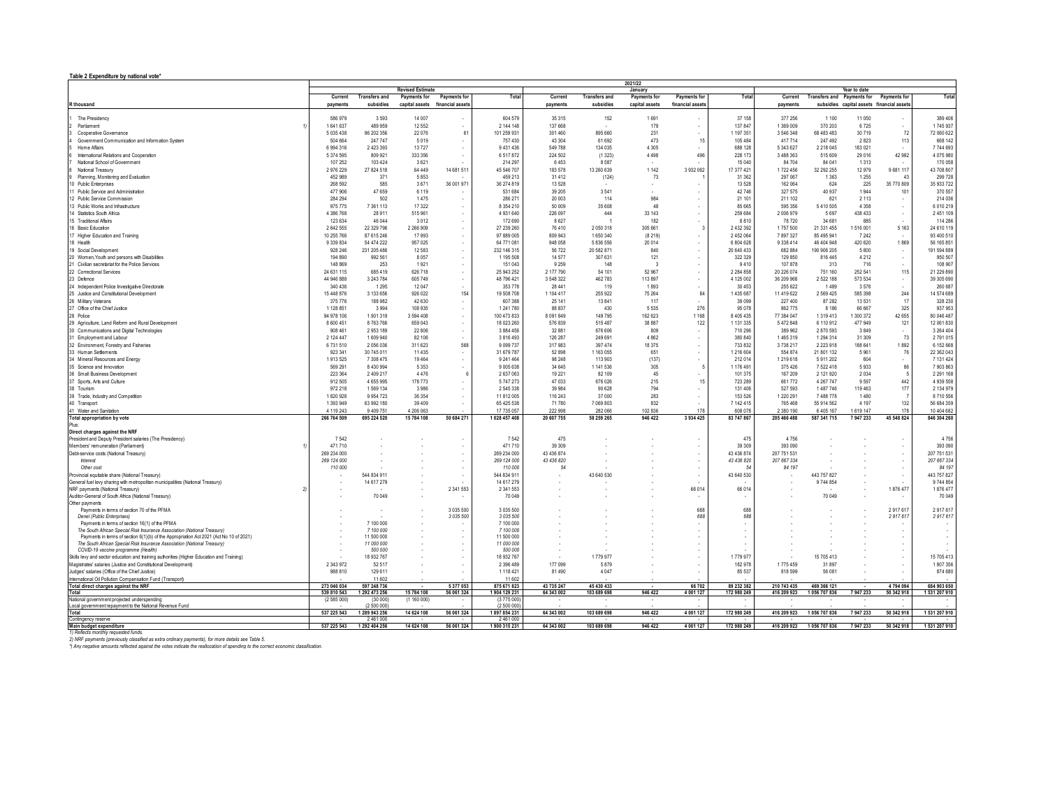**Table 2 Expenditure by national vote***

| R thousand | | Revised Estimate | | | | | 2021/22 January | | | | | Year to date | | | | |
|---|---|---|---|---|---|---|---|---|---|---|---|---|---|---|---|---|
| | | Current payments | Transfers and subsidies | Payments for capital assets | Payments for financial assets | Total | Current payments | Transfers and subsidies | Payments for capital assets | Payments for financial assets | Total | Current payments | Transfers and subsidies | Payments for capital assets | Payments for financial assets | Total |
| 1 The Presidency | | 586 979 | 3 593 | 14 007 | - | 604 579 | 35 315 | 152 | 1 691 | - | 37 158 | 377 256 | 1 100 | 11 050 | - | 389 406 |
| 2 Parliament | 1) | 1 641 637 | 489 959 | 12 552 | - | 2 144 148 | 137 668 | - | 179 | - | 137 847 | 1 369 009 | 370 203 | 6 725 | - | 1 745 937 |
| 3 Cooperative Governance | | 5 035 438 | 96 202 356 | 22 076 | 61 | 101 259 931 | 301 460 | 895 660 | 231 | - | 1 197 351 | 3 546 348 | 68 483 483 | 30 719 | 72 | 72 060 622 |
| 4 Government Communication and Information System | | 504 664 | 247 747 | 5 019 | - | 757 430 | 43 304 | 61 692 | 473 | 15 | 105 484 | 417 714 | 247 492 | 2 823 | 113 | 668 142 |
| 5 Home Affairs | | 6 994 316 | 2 423 393 | 13 727 | - | 9 431 436 | 549 788 | 134 035 | 4 305 | - | 688 128 | 5 343 627 | 2 218 045 | 183 021 | - | 7 744 693 |
| 6 International Relations and Cooperation | | 5 374 595 | 809 921 | 333 356 | - | 6 517 872 | 224 502 | (1 323) | 4 498 | 496 | 228 173 | 3 488 363 | 515 609 | 29 016 | 42 992 | 4 075 980 |
| 7 National School of Government | | 107 252 | 103 424 | 3 621 | - | 214 297 | 6 453 | 8 587 | - | - | 15 040 | 84 704 | 84 041 | 1 313 | - | 170 058 |
| 8 National Treasury | | 2 976 229 | 27 824 518 | 64 449 | 14 681 511 | 45 546 707 | 183 578 | 13 260 639 | 1 142 | 3 932 062 | 17 377 421 | 1 722 456 | 32 292 255 | 12 979 | 9 681 117 | 43 708 807 |
| 9 Planning, Monitoring and Evaluation | | 452 989 | 371 | 5 853 | - | 459 213 | 31 412 | (124) | 73 | 1 | 31 362 | 297 067 | 1 363 | 1 255 | 43 | 299 728 |
| 10 Public Enterprises | | 268 592 | 585 | 3 671 | 36 001 971 | 36 274 819 | 13 528 | - | - | - | 13 528 | 162 064 | 624 | 225 | 35 770 809 | 35 933 722 |
| 11 Public Service and Administration | | 477 906 | 47 659 | 6 119 | - | 531 684 | 39 205 | 3 541 | - | - | 42 746 | 327 575 | 40 937 | 1 944 | 101 | 370 557 |
| 12 Public Service Commission | | 284 294 | 502 | 1 475 | - | 286 271 | 20 003 | 114 | 984 | - | 21 101 | 211 102 | 821 | 2 113 | - | 214 036 |
| 13 Public Works and Infrastructure | | 975 775 | 7 361 113 | 17 322 | - | 8 354 210 | 50 009 | 35 608 | 48 | - | 85 665 | 595 356 | 5 410 505 | 4 358 | - | 6 010 219 |
| 14 Statistics South Africa | | 4 386 768 | 28 911 | 515 961 | - | 4 931 640 | 226 097 | 444 | 33 143 | - | 259 684 | 2 006 979 | 5 697 | 438 433 | - | 2 451 109 |
| 15 Traditional Affairs | | 123 634 | 46 044 | 3 012 | - | 172 690 | 8 627 | 1 | 182 | - | 8 810 | 78 720 | 34 681 | 885 | - | 114 286 |
| 16 Basic Education | | 2 642 555 | 22 329 796 | 2 266 909 | - | 27 239 260 | 76 410 | 2 050 318 | 305 661 | 3 | 2 432 392 | 1 757 500 | 21 331 455 | 1 516 001 | 5 163 | 24 610 119 |
| 17 Higher Education and Training | | 10 255 766 | 87 615 246 | 17 993 | - | 97 889 005 | 809 943 | 1 650 340 | (8 219) | - | 2 452 064 | 7 897 327 | 85 495 941 | 7 242 | - | 93 400 510 |
| 18 Health | | 9 339 834 | 54 474 222 | 957 025 | - | 64 771 081 | 948 058 | 5 836 556 | 20 014 | - | 6 804 628 | 9 338 414 | 46 404 948 | 420 620 | 1 869 | 56 165 851 |
| 19 Social Development | | 928 246 | 231 205 486 | 12 583 | - | 232 146 315 | 56 722 | 20 582 871 | 840 | - | 20 640 433 | 682 884 | 190 906 205 | 5 800 | - | 191 594 889 |
| 20 Women, Youth and persons with Disabilities | | 194 890 | 992 561 | 8 057 | - | 1 195 508 | 14 577 | 307 631 | 121 | - | 322 329 | 129 850 | 816 445 | 4 212 | - | 950 507 |
| 21 Civilian secretariat for the Police Services | | 148 869 | 253 | 1 921 | - | 151 043 | 9 259 | 148 | 3 | - | 9 410 | 107 878 | 313 | 716 | - | 108 907 |
| 22 Correctional Services | | 24 631 115 | 685 419 | 626 718 | - | 25 943 252 | 2 177 790 | 54 101 | 52 967 | - | 2 284 858 | 20 226 074 | 751 160 | 252 541 | 115 | 21 229 890 |
| 23 Defence | | 44 946 888 | 3 243 784 | 605 749 | - | 48 796 421 | 3 548 322 | 462 783 | 113 897 | - | 4 125 002 | 36 209 968 | 2 522 188 | 573 534 | - | 39 305 690 |
| 24 Independent Police Investigative Directorate | | 340 436 | 1 295 | 12 047 | - | 353 778 | 28 441 | 119 | 1 893 | - | 30 453 | 255 622 | 1 489 | 3 576 | - | 260 687 |
| 25 Justice and Constitutional Development | | 15 448 876 | 3 133 656 | 926 022 | 154 | 19 508 708 | 1 104 417 | 255 922 | 75 264 | 84 | 1 435 687 | 11 419 622 | 2 569 425 | 585 398 | 244 | 14 574 689 |
| 26 Military Veterans | | 375 776 | 188 982 | 42 630 | - | 607 388 | 25 141 | 13 841 | 117 | - | 39 099 | 227 400 | 87 282 | 13 531 | 17 | 328 230 |
| 27 Office of the Chief Justice | | 1 128 851 | 3 994 | 108 935 | - | 1 241 780 | 88 837 | 430 | 5 535 | 276 | 95 078 | 862 775 | 8 186 | 66 667 | 325 | 937 953 |
| 28 Police | | 94 978 106 | 1 901 319 | 3 594 408 | - | 100 473 833 | 8 091 849 | 149 795 | 162 623 | 1 168 | 8 405 435 | 77 384 047 | 1 319 413 | 1 300 372 | 42 655 | 80 046 487 |
| 29 Agriculture, Land Reform and Rural Development | | 8 600 451 | 8 763 766 | 659 043 | - | 18 023 260 | 576 839 | 515 487 | 38 887 | 122 | 1 131 335 | 5 472 648 | 6 110 912 | 477 949 | 121 | 12 061 830 |
| 30 Communications and Digital Technologies | | 908 461 | 2 953 189 | 22 806 | - | 3 884 456 | 32 881 | 676 606 | 809 | - | 710 296 | 389 962 | 2 870 593 | 3 849 | - | 3 264 404 |
| 31 Employment and Labour | | 2 124 447 | 1 609 940 | 82 106 | - | 3 816 493 | 126 287 | 249 691 | 4 862 | - | 380 840 | 1 465 319 | 1 294 314 | 31 309 | 73 | 2 791 015 |
| 32 Environment, Forestry and Fisheries | | 6 731 510 | 2 056 036 | 311 623 | 568 | 9 099 737 | 317 983 | 397 474 | 18 375 | - | 733 832 | 3 738 217 | 2 223 918 | 188 641 | 1 892 | 6 152 668 |
| 33 Human Settlements | | 923 341 | 30 745 011 | 11 435 | - | 31 679 787 | 52 898 | 1 163 055 | 651 | - | 1 216 604 | 554 874 | 21 801 132 | 5 961 | 76 | 22 362 043 |
| 34 Mineral Resources and Energy | | 1 913 525 | 7 308 475 | 19 464 | - | 9 241 464 | 98 248 | 113 903 | (137) | - | 212 014 | 1 219 618 | 5 911 202 | 604 | - | 7 131 424 |
| 35 Science and Innovation | | 569 291 | 8 430 994 | 5 353 | - | 9 005 638 | 34 645 | 1 141 536 | 305 | 5 | 1 176 491 | 375 426 | 7 522 418 | 5 933 | 86 | 7 903 863 |
| 36 Small Business Development | | 223 364 | 2 409 217 | 4 076 | 6 | 2 637 063 | 19 221 | 82 109 | 45 | - | 101 375 | 167 209 | 2 121 920 | 2 034 | 5 | 2 291 168 |
| 37 Sports, Arts and Culture | | 912 505 | 4 655 995 | 178 773 | - | 5 747 273 | 47 033 | 676 026 | 215 | 15 | 723 289 | 661 772 | 4 267 747 | 9 597 | 442 | 4 939 558 |
| 38 Tourism | | 972 218 | 1 569 134 | 3 986 | - | 2 545 338 | 39 984 | 90 628 | 794 | - | 131 406 | 527 593 | 1 487 746 | 119 463 | 177 | 2 134 979 |
| 39 Trade, Industry and Competition | | 1 820 928 | 9 954 723 | 36 354 | - | 11 812 005 | 116 243 | 37 000 | 283 | - | 153 526 | 1 220 291 | 7 488 778 | 1 480 | 7 | 8 710 556 |
| 40 Transport | | 1 393 949 | 63 992 180 | 39 409 | - | 65 425 538 | 71 780 | 7 069 803 | 832 | - | 7 142 415 | 765 468 | 55 914 562 | 4 197 | 132 | 56 684 359 |
| 41 Water and Sanitation | | 4 119 243 | 9 409 751 | 4 206 063 | - | 17 735 057 | 222 998 | 282 066 | 102 836 | 178 | 608 078 | 2 380 190 | 6 405 167 | 1 619 147 | 178 | 10 404 682 |
| **Total appropriation by vote** | | **266 764 509** | **695 224 520** | **15 784 108** | **50 684 271** | **1 028 457 408** | **20 607 755** | **58 259 265** | **946 422** | **3 934 425** | **83 747 867** | **205 466 488** | **587 341 715** | **7 947 233** | **45 548 824** | **846 304 260** |
| Plus: | | | | | | | | | | | | | | | | |
| **Direct charges against the NRF** | | | | | | | | | | | | | | | | |
| President and Deputy President salaries (The Presidency) | | 7 542 | - | - | - | 7 542 | 475 | - | - | - | 475 | 4 756 | - | - | - | 4 756 |
| Members' remuneration (Parliament) | 1) | 471 710 | - | - | - | 471 710 | 39 309 | - | - | - | 39 309 | 393 090 | - | - | - | 393 090 |
| Debt-service costs (National Treasury) | | 269 234 000 | - | - | - | 269 234 000 | 43 436 874 | - | - | - | 43 436 874 | 207 751 531 | - | - | - | 207 751 531 |
| *Interest* | | *269 124 000* | - | - | - | *269 124 000* | *43 436 820* | - | - | - | *43 436 820* | *207 667 334* | - | - | - | *207 667 334* |
| *Other cost* | | *110 000* | - | - | - | *110 000* | *54* | - | - | - | *54* | *84 197* | - | - | - | *84 197* |
| Provincial equitable share (National Treasury) | | - | 544 834 911 | - | - | 544 834 911 | - | 43 640 530 | - | - | 43 640 530 | - | 443 757 827 | - | - | 443 757 827 |
| General fuel levy sharing with metropolitan municipalities (National Treasury) | | - | 14 617 279 | - | - | 14 617 279 | - | - | - | - | - | - | 9 744 854 | - | - | 9 744 854 |
| NRF payments (National Treasury) | 2) | - | - | - | 2 341 553 | 2 341 553 | - | - | - | 66 014 | 66 014 | - | - | - | 1 876 477 | 1 876 477 |
| Auditor-General of South Africa (National Treasury) | | - | 70 049 | - | - | 70 049 | - | - | - | - | - | - | 70 049 | - | - | 70 049 |
| Other payments | | | | | | | | | | | | | | | | |
| Payments in terms of section 70 of the PFMA | | - | - | - | 3 035 500 | 3 035 500 | - | - | - | 688 | 688 | - | - | - | 2 917 617 | 2 917 617 |
| *Denel (Public Enterprises)* | | - | - | - | *3 035 500* | *3 035 500* | - | - | - | *688* | *688* | - | - | - | *2 917 617* | *2 917 617* |
| Payments in terms of section 16(1) of the PFMA | | - | 7 100 000 | - | - | 7 100 000 | - | - | - | - | - | - | - | - | - | - |
| *The South African Special Risk Insurance Association (National Treasury)* | | - | *7 100 000* | - | - | *7 100 000* | - | - | - | - | - | - | - | - | - | - |
| Payments in terms of section 6(1)(b) of the Appropriation Act 2021 (Act No 10 of 2021) | | - | 11 500 000 | - | - | 11 500 000 | - | - | - | - | - | - | - | - | - | - |
| *The South African Special Risk Insurance Association (National Treasury)* | | - | *11 000 000* | - | - | *11 000 000* | - | - | - | - | - | - | - | - | - | - |
| *COVID-19 vaccine programme (Health)* | | - | *500 000* | - | - | *500 000* | - | - | - | - | - | - | - | - | - | - |
| Skills levy and sector education and training authorities (Higher Education and Training) | | - | 18 932 767 | - | - | 18 932 767 | - | 1 779 977 | - | - | 1 779 977 | - | 15 705 413 | - | - | 15 705 413 |
| Magistrates' salaries (Justice and Constitutional Development) | | 2 343 972 | 52 517 | - | - | 2 396 489 | 177 099 | 5 879 | - | - | 182 978 | 1 775 459 | 31 897 | - | - | 1 807 356 |
| Judges' salaries (Office of the Chief Justice) | | 988 810 | 129 611 | - | - | 1 118 421 | 81 490 | 4 047 | - | - | 85 537 | 818 599 | 56 081 | - | - | 874 680 |
| International Oil Pollution Compensation Fund (Transport) | | - | 11 602 | - | - | 11 602 | - | - | - | - | - | - | - | - | - | - |
| **Total direct charges against the NRF** | | **273 046 034** | **597 248 736** | **-** | **5 377 053** | **875 671 823** | **43 735 247** | **45 430 433** | **-** | **66 702** | **89 232 382** | **210 743 435** | **469 366 121** | **-** | **4 794 094** | **684 903 650** |
| **Total** | | **539 810 543** | **1 292 473 256** | **15 784 108** | **56 061 324** | **1 904 129 231** | **64 343 002** | **103 689 698** | **946 422** | **4 001 127** | **172 980 249** | **416 209 923** | **1 056 707 836** | **7 947 233** | **50 342 918** | **1 531 207 910** |
| National government projected underspending | | (2 585 000) | (30 000) | (1 160 000) | - | (3 775 000) | - | - | - | - | - | - | - | - | - | - |
| Local government repayment to the National Revenue Fund | | - | (2 500 000) | - | - | (2 500 000) | - | - | - | - | - | - | - | - | - | - |
| **Total** | | **537 225 543** | **1 289 943 256** | **14 624 108** | **56 061 324** | **1 897 854 231** | **64 343 002** | **103 689 698** | **946 422** | **4 001 127** | **172 980 249** | **416 209 923** | **1 056 707 836** | **7 947 233** | **50 342 918** | **1 531 207 910** |
| Contingency reserve | | - | 2 461 000 | - | - | 2 461 000 | - | - | - | - | - | - | - | - | - | - |
| **Main budget expenditure** | | **537 225 543** | **1 292 404 256** | **14 624 108** | **56 061 324** | **1 900 315 231** | **64 343 002** | **103 689 698** | **946 422** | **4 001 127** | **172 980 249** | **416 209 923** | **1 056 707 836** | **7 947 233** | **50 342 918** | **1 531 207 910** |

*1) Reflects monthly requested funds.*

*2) NRF payments (previously classified as extra ordinary payments), for more details see Table 5.*

*\*) Any negative amounts reflected against the vote indicate the reallocation of spending to the correct economic classification.*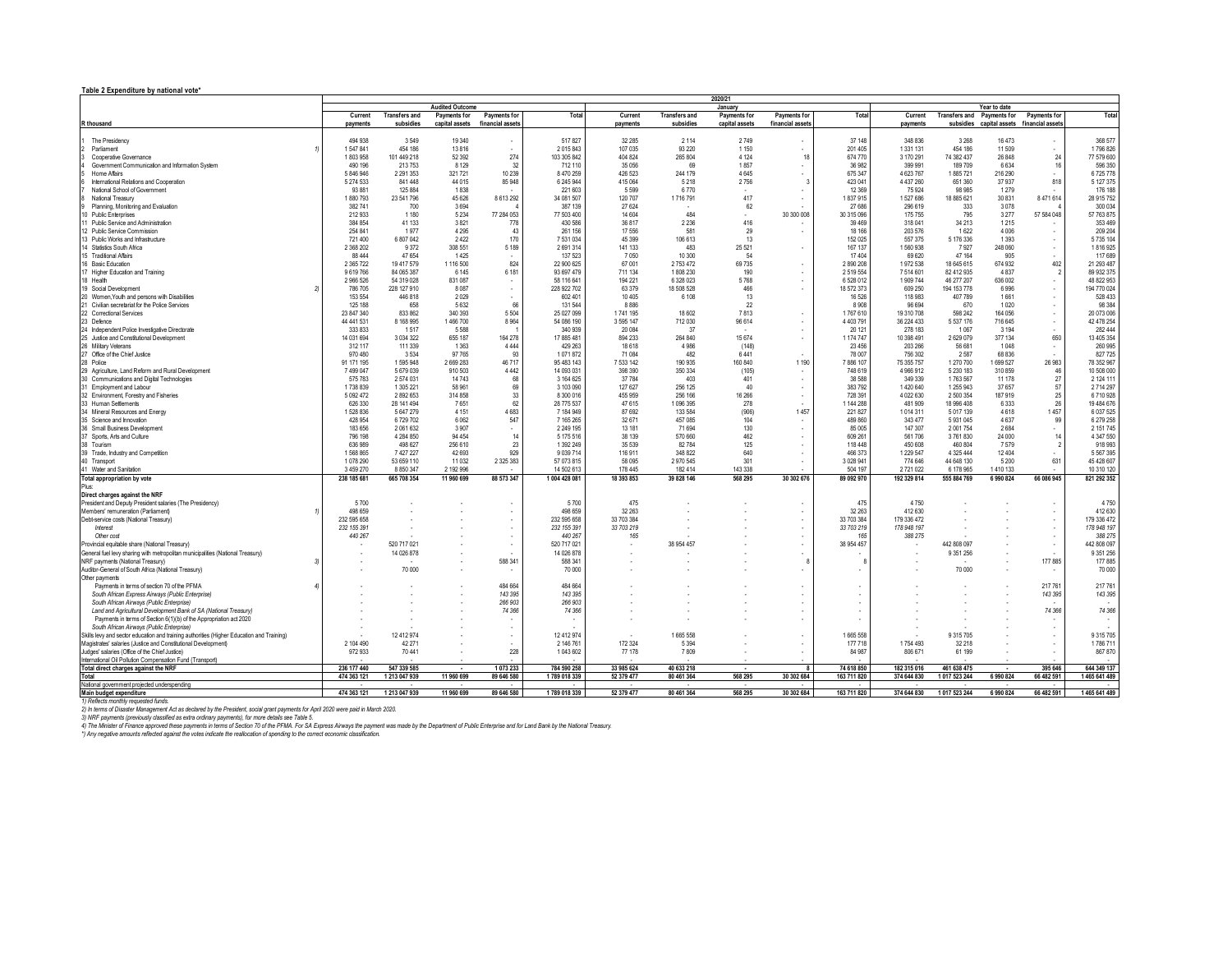**Table 2 Expenditure by national vote***

| | | 2020/21 | | | | | | | | | | | | | | |
|---|---|---|---|---|---|---|---|---|---|---|---|---|---|---|---|---|
| | | Audited Outcome | | | | | January | | | | | Year to date | | | | |
| R thousand | | Current payments | Transfers and subsidies | Payments for capital assets | Payments for financial assets | Total | Current payments | Transfers and subsidies | Payments for capital assets | Payments for financial assets | Total | Current payments | Transfers and subsidies | Payments for capital assets | Payments for financial assets | Total |
| 1 The Presidency | | 494 938 | 3 549 | 19 340 | - | 517 827 | 32 285 | 2 114 | 2 749 | - | 37 148 | 348 836 | 3 268 | 16 473 | - | 368 577 |
| 2 Parliament | 1) | 1 547 841 | 454 186 | 13 816 | - | 2 015 843 | 107 035 | 93 220 | 1 150 | - | 201 405 | 1 331 131 | 454 186 | 11 509 | - | 1 796 826 |
| 3 Cooperative Governance | | 1 803 958 | 101 449 218 | 52 392 | 274 | 103 305 842 | 404 824 | 265 804 | 4 124 | 18 | 674 770 | 3 170 291 | 74 382 437 | 26 848 | 24 | 77 579 600 |
| 4 Government Communication and Information System | | 490 196 | 213 753 | 8 129 | 32 | 712 110 | 35 056 | 69 | 1 857 | - | 36 982 | 399 991 | 189 709 | 6 634 | 16 | 596 350 |
| 5 Home Affairs | | 5 846 946 | 2 291 353 | 321 721 | 10 239 | 8 470 259 | 426 523 | 244 179 | 4 645 | - | 675 347 | 4 623 767 | 1 885 721 | 216 290 | - | 6 725 778 |
| 6 International Relations and Cooperation | | 5 274 533 | 841 448 | 44 015 | 85 948 | 6 245 944 | 415 064 | 5 218 | 2 756 | 3 | 423 041 | 4 437 280 | 651 360 | 37 937 | 818 | 5 127 375 |
| 7 National School of Government | | 93 881 | 125 884 | 1 838 | - | 221 603 | 5 599 | 6 770 | - | - | 12 369 | 75 924 | 98 985 | 1 279 | - | 176 188 |
| 8 National Treasury | | 1 880 793 | 23 541 796 | 45 626 | 8 613 292 | 34 081 507 | 120 707 | 1 716 791 | 417 | - | 1 837 915 | 1 527 686 | 18 885 621 | 30 831 | 8 471 614 | 28 915 752 |
| 9 Planning, Monitoring and Evaluation | | 382 741 | 700 | 3 694 | 4 | 387 139 | 27 624 | - | 62 | - | 27 686 | 296 619 | 333 | 3 078 | 4 | 300 034 |
| 10 Public Enterprises | | 212 933 | 1 180 | 5 234 | 77 284 053 | 77 503 400 | 14 604 | 484 | - | 30 300 008 | 30 315 096 | 175 755 | 795 | 3 277 | 57 584 048 | 57 763 875 |
| 11 Public Service and Administration | | 384 854 | 41 133 | 3 821 | 778 | 430 586 | 36 817 | 2 236 | 416 | - | 39 469 | 318 041 | 34 213 | 1 215 | - | 353 469 |
| 12 Public Service Commission | | 254 841 | 1 977 | 4 295 | 43 | 261 156 | 17 556 | 581 | 29 | - | 18 166 | 203 576 | 1 622 | 4 006 | - | 209 204 |
| 13 Public Works and Infrastructure | | 721 400 | 6 807 042 | 2 422 | 170 | 7 531 034 | 45 399 | 106 613 | 13 | - | 152 025 | 557 375 | 5 176 336 | 1 393 | - | 5 735 104 |
| 14 Statistics South Africa | | 2 368 202 | 9 372 | 308 551 | 5 189 | 2 691 314 | 141 133 | 483 | 25 521 | - | 167 137 | 1 560 938 | 7 927 | 248 060 | - | 1 816 925 |
| 15 Traditional Affairs | | 88 444 | 47 654 | 1 425 | - | 137 523 | 7 050 | 10 300 | 54 | - | 17 404 | 69 620 | 47 164 | 905 | - | 117 689 |
| 16 Basic Education | | 2 365 722 | 19 417 579 | 1 116 500 | 824 | 22 900 625 | 67 001 | 2 753 472 | 69 735 | - | 2 890 208 | 1 972 538 | 18 645 615 | 674 932 | 402 | 21 293 487 |
| 17 Higher Education and Training | | 9 619 766 | 84 065 387 | 6 145 | 6 181 | 93 697 479 | 711 134 | 1 808 230 | 190 | - | 2 519 554 | 7 514 601 | 82 412 935 | 4 837 | 2 | 89 932 375 |
| 18 Health | | 2 966 526 | 54 319 028 | 831 087 | - | 58 116 641 | 194 221 | 6 328 023 | 5 768 | - | 6 528 012 | 1 909 744 | 46 277 207 | 636 002 | - | 48 822 953 |
| 19 Social Development | 2) | 786 705 | 228 127 910 | 8 087 | - | 228 922 702 | 63 379 | 18 508 528 | 466 | - | 18 572 373 | 609 250 | 194 153 778 | 6 996 | - | 194 770 024 |
| 20 Women,Youth and persons with Disabilities | | 153 554 | 446 818 | 2 029 | - | 602 401 | 10 405 | 6 108 | 13 | - | 16 526 | 118 983 | 407 789 | 1 661 | - | 528 433 |
| 21 Civilian secretariat for the Police Services | | 125 188 | 658 | 5 632 | 66 | 131 544 | 8 886 | - | 22 | - | 8 908 | 96 694 | 670 | 1 020 | - | 98 384 |
| 22 Correctional Services | | 23 847 340 | 833 862 | 340 393 | 5 504 | 25 027 099 | 1 741 195 | 18 602 | 7 813 | - | 1 767 610 | 19 310 708 | 598 242 | 164 056 | - | 20 073 006 |
| 23 Defence | | 44 441 531 | 8 188 895 | 1 486 700 | 8 964 | 54 086 190 | 3 595 147 | 712 030 | 96 614 | - | 4 403 791 | 36 224 433 | 5 537 176 | 716 645 | - | 42 478 254 |
| 24 Independent Police Investigative Directorate | | 333 833 | 1 517 | 5 588 | 1 | 340 939 | 20 084 | 37 | - | - | 20 121 | 278 183 | 1 067 | 3 194 | - | 282 444 |
| 25 Justice and Constitutional Development | | 14 031 694 | 3 034 322 | 655 187 | 164 278 | 17 885 481 | 894 233 | 264 840 | 15 674 | - | 1 174 747 | 10 398 491 | 2 629 079 | 377 134 | 650 | 13 405 354 |
| 26 Military Veterans | | 312 117 | 111 339 | 1 363 | 4 444 | 429 263 | 18 618 | 4 986 | (148) | - | 23 456 | 203 266 | 56 681 | 1 048 | - | 260 995 |
| 27 Office of the Chief Justice | | 970 480 | 3 534 | 97 765 | 93 | 1 071 872 | 71 084 | 482 | 6 441 | - | 78 007 | 756 302 | 2 587 | 68 836 | - | 827 725 |
| 28 Police | | 91 171 195 | 1 595 948 | 2 669 283 | 46 717 | 95 483 143 | 7 533 142 | 190 935 | 160 840 | 1 190 | 7 886 107 | 75 355 757 | 1 270 700 | 1 699 527 | 26 983 | 78 352 967 |
| 29 Agriculture, Land Reform and Rural Development | | 7 499 047 | 5 679 039 | 910 503 | 4 442 | 14 093 031 | 398 390 | 350 334 | (105) | - | 748 619 | 4 966 912 | 5 230 183 | 310 859 | 46 | 10 508 000 |
| 30 Communications and Digital Technologies | | 575 783 | 2 574 031 | 14 743 | 68 | 3 164 625 | 37 784 | 403 | 401 | - | 38 588 | 349 339 | 1 763 567 | 11 178 | 27 | 2 124 111 |
| 31 Employment and Labour | | 1 738 839 | 1 305 221 | 58 961 | 69 | 3 103 090 | 127 627 | 256 125 | 40 | - | 383 792 | 1 420 640 | 1 255 943 | 37 657 | 57 | 2 714 297 |
| 32 Environment, Forestry and Fisheries | | 5 092 472 | 2 892 653 | 314 858 | 33 | 8 300 016 | 455 959 | 256 166 | 16 266 | - | 728 391 | 4 022 630 | 2 500 354 | 187 919 | 25 | 6 710 928 |
| 33 Human Settlements | | 626 330 | 28 141 494 | 7 651 | 62 | 28 775 537 | 47 615 | 1 096 395 | 278 | - | 1 144 288 | 481 909 | 18 996 408 | 6 333 | 26 | 19 484 676 |
| 34 Mineral Resources and Energy | | 1 528 836 | 5 647 279 | 4 151 | 4 683 | 7 184 949 | 87 692 | 133 584 | (906) | 1 457 | 221 827 | 1 014 311 | 5 017 139 | 4 618 | 1 457 | 6 037 525 |
| 35 Science and Innovation | | 428 954 | 6 729 702 | 6 062 | 547 | 7 165 265 | 32 671 | 457 085 | 104 | - | 489 860 | 343 477 | 5 931 045 | 4 637 | 99 | 6 279 258 |
| 36 Small Business Development | | 183 656 | 2 061 632 | 3 907 | - | 2 249 195 | 13 181 | 71 694 | 130 | - | 85 005 | 147 307 | 2 001 754 | 2 684 | - | 2 151 745 |
| 37 Sports, Arts and Culture | | 796 198 | 4 284 850 | 94 454 | 14 | 5 175 516 | 38 139 | 570 660 | 462 | - | 609 261 | 561 706 | 3 761 830 | 24 000 | 14 | 4 347 550 |
| 38 Tourism | | 636 989 | 498 627 | 256 610 | 23 | 1 392 249 | 35 539 | 82 784 | 125 | - | 118 448 | 450 608 | 460 804 | 7 579 | 2 | 918 993 |
| 39 Trade, Industry and Competition | | 1 568 865 | 7 427 227 | 42 693 | 929 | 9 039 714 | 116 911 | 348 822 | 640 | - | 466 373 | 1 229 547 | 4 325 444 | 12 404 | - | 5 567 395 |
| 40 Transport | | 1 078 290 | 53 659 110 | 11 032 | 2 325 383 | 57 073 815 | 58 095 | 2 970 545 | 301 | - | 3 028 941 | 774 646 | 44 648 130 | 5 200 | 631 | 45 428 607 |
| 41 Water and Sanitation | | 3 459 270 | 8 850 347 | 2 192 996 | - | 14 502 613 | 178 445 | 182 414 | 143 338 | - | 504 197 | 2 721 022 | 6 178 965 | 1 410 133 | - | 10 310 120 |
| **Total appropriation by vote** | | **238 185 681** | **665 708 354** | **11 960 699** | **88 573 347** | **1 004 428 081** | **18 393 853** | **39 828 146** | **568 295** | **30 302 676** | **89 092 970** | **192 329 814** | **555 884 769** | **6 990 824** | **66 086 945** | **821 292 352** |
| Plus: | | | | | | | | | | | | | | | | |
| **Direct charges against the NRF** | | | | | | | | | | | | | | | | |
| President and Deputy President salaries (The Presidency) | | 5 700 | - | - | - | 5 700 | 475 | - | - | - | 475 | 4 750 | - | - | - | 4 750 |
| Members' remuneration (Parliament) | 1) | 498 659 | - | - | - | 498 659 | 32 263 | - | - | - | 32 263 | 412 630 | - | - | - | 412 630 |
| Debt-service costs (National Treasury) | | 232 595 658 | - | - | - | 232 595 658 | 33 703 384 | - | - | - | 33 703 384 | 179 336 472 | - | - | - | 179 336 472 |
| *Interest* | | *232 155 391* | - | - | - | *232 155 391* | *33 703 219* | - | - | - | *33 703 219* | *178 948 197* | - | - | - | *178 948 197* |
| *Other cost* | | *440 267* | - | - | - | *440 267* | *165* | - | - | - | *165* | *388 275* | - | - | - | *388 275* |
| Provincial equitable share (National Treasury) | | - | 520 717 021 | - | - | 520 717 021 | - | 38 954 457 | - | - | 38 954 457 | - | 442 808 097 | - | - | 442 808 097 |
| General fuel levy sharing with metropolitan municipalities (National Treasury) | | - | 14 026 878 | - | - | 14 026 878 | - | - | - | - | - | - | 9 351 256 | - | - | 9 351 256 |
| NRF payments (National Treasury) | 3) | - | - | - | 588 341 | 588 341 | - | - | - | 8 | 8 | - | - | - | 177 885 | 177 885 |
| Auditor-General of South Africa (National Treasury) | | - | 70 000 | - | - | 70 000 | - | - | - | - | - | - | 70 000 | - | - | 70 000 |
| Other payments | | | | | | | | | | | | | | | | |
| Payments in terms of section 70 of the PFMA | 4) | - | - | - | 484 664 | 484 664 | - | - | - | - | - | - | - | - | 217 761 | 217 761 |
| *South African Express Airways (Public Enterprise)* | | - | - | - | *143 395* | *143 395* | - | - | - | - | - | - | - | - | *143 395* | *143 395* |
| *South African Airways (Public Enterprise)* | | - | - | - | *266 903* | *266 903* | - | - | - | - | - | - | - | - | - | - |
| *Land and Agricultural Development Bank of SA (National Treasury)* | | - | - | - | *74 366* | *74 366* | - | - | - | - | - | - | - | - | *74 366* | *74 366* |
| Payments in terms of Section 6(1)(b) of the Appropriation act 2020 | | - | - | - | - | - | - | - | - | - | - | - | - | - | - | - |
| *South African Airways (Public Enterprise)* | | - | - | - | - | - | - | - | - | - | - | - | - | - | - | - |
| Skills levy and sector education and training authorities (Higher Education and Training) | | - | 12 412 974 | - | - | 12 412 974 | - | 1 665 558 | - | - | 1 665 558 | - | 9 315 705 | - | - | 9 315 705 |
| Magistrates' salaries (Justice and Constitutional Development) | | 2 104 490 | 42 271 | - | - | 2 146 761 | 172 324 | 5 394 | - | - | 177 718 | 1 754 493 | 32 218 | - | - | 1 786 711 |
| Judges' salaries (Office of the Chief Justice) | | 972 933 | 70 441 | - | 228 | 1 043 602 | 77 178 | 7 809 | - | - | 84 987 | 806 671 | 61 199 | - | - | 867 870 |
| International Oil Pollution Compensation Fund (Transport) | | - | - | - | - | - | - | - | - | - | - | - | - | - | - | - |
| **Total direct charges against the NRF** | | **236 177 440** | **547 339 585** | **-** | **1 073 233** | **784 590 258** | **33 985 624** | **40 633 218** | **-** | **8** | **74 618 850** | **182 315 016** | **461 638 475** | **-** | **395 646** | **644 349 137** |
| **Total** | | **474 363 121** | **1 213 047 939** | **11 960 699** | **89 646 580** | **1 789 018 339** | **52 379 477** | **80 461 364** | **568 295** | **30 302 684** | **163 711 820** | **374 644 830** | **1 017 523 244** | **6 990 824** | **66 482 591** | **1 465 641 489** |
| National government projected underspending | | - | - | - | - | - | - | - | - | - | - | - | - | - | - | - |
| **Main budget expenditure** | | **474 363 121** | **1 213 047 939** | **11 960 699** | **89 646 580** | **1 789 018 339** | **52 379 477** | **80 461 364** | **568 295** | **30 302 684** | **163 711 820** | **374 644 830** | **1 017 523 244** | **6 990 824** | **66 482 591** | **1 465 641 489** |

*1) Reflects monthly requested funds.*
*2) In terms of Disaster Management Act as declared by the President, social grant payments for April 2020 were paid in March 2020.*
*3) NRF payments (previously classified as extra ordinary payments), for more details see Table 5.*
*4) The Minister of Finance approved these payments in terms of Section 70 of the PFMA. For SA Express Airways the payment was made by the Department of Public Enterprise and for Land Bank by the National Treasury.*
*\*) Any negative amounts reflected against the votes indicate the reallocation of spending to the correct economic classification.*